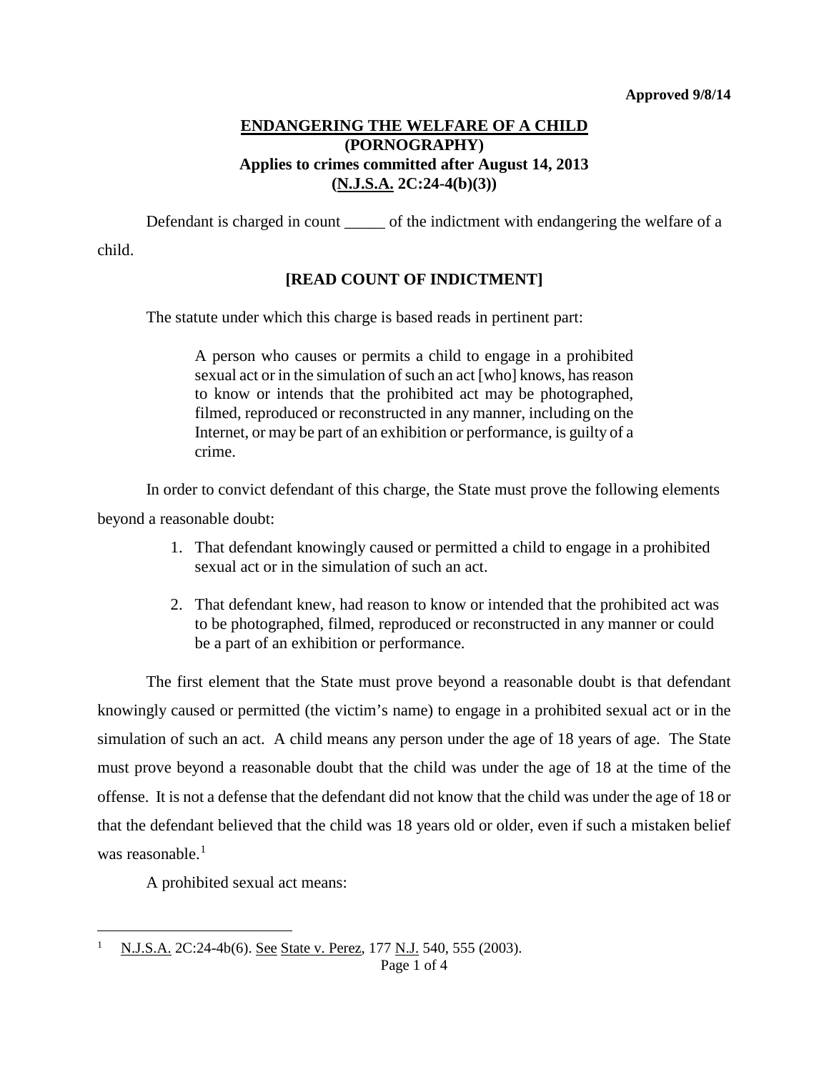**Approved 9/8/14**

# ENDANGERING THE WELFARE OF A CHILD
## (PORNOGRAPHY)
## Applies to crimes committed after August 14, 2013
## (N.J.S.A. 2C:24-4(b)(3))

Defendant is charged in count _____ of the indictment with endangering the welfare of a child.

**[READ COUNT OF INDICTMENT]**

The statute under which this charge is based reads in pertinent part:

> A person who causes or permits a child to engage in a prohibited sexual act or in the simulation of such an act [who] knows, has reason to know or intends that the prohibited act may be photographed, filmed, reproduced or reconstructed in any manner, including on the Internet, or may be part of an exhibition or performance, is guilty of a crime.

In order to convict defendant of this charge, the State must prove the following elements beyond a reasonable doubt:

1. That defendant knowingly caused or permitted a child to engage in a prohibited sexual act or in the simulation of such an act.
2. That defendant knew, had reason to know or intended that the prohibited act was to be photographed, filmed, reproduced or reconstructed in any manner or could be a part of an exhibition or performance.

The first element that the State must prove beyond a reasonable doubt is that defendant knowingly caused or permitted (the victim's name) to engage in a prohibited sexual act or in the simulation of such an act. A child means any person under the age of 18 years of age. The State must prove beyond a reasonable doubt that the child was under the age of 18 at the time of the offense. It is not a defense that the defendant did not know that the child was under the age of 18 or that the defendant believed that the child was 18 years old or older, even if such a mistaken belief was reasonable.[1]

A prohibited sexual act means:

---

[1] N.J.S.A. 2C:24-4b(6). See State v. Perez, 177 N.J. 540, 555 (2003).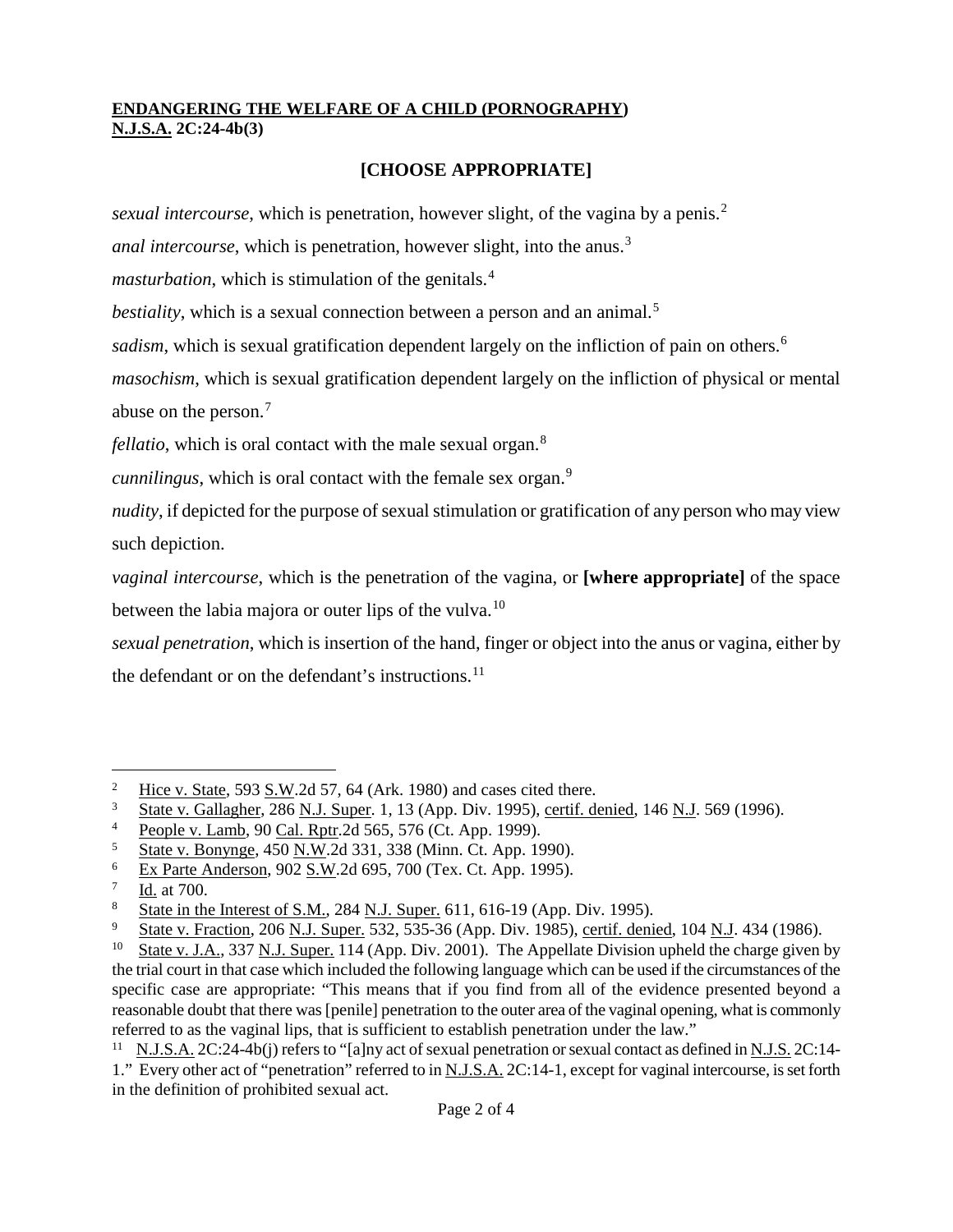**ENDANGERING THE WELFARE OF A CHILD (PORNOGRAPHY)**
**N.J.S.A. 2C:24-4b(3)**

## [CHOOSE APPROPRIATE]

*sexual intercourse*, which is penetration, however slight, of the vagina by a penis.[2]

*anal intercourse*, which is penetration, however slight, into the anus.[3]

*masturbation*, which is stimulation of the genitals.[4]

*bestiality*, which is a sexual connection between a person and an animal.[5]

*sadism*, which is sexual gratification dependent largely on the infliction of pain on others.[6]

*masochism*, which is sexual gratification dependent largely on the infliction of physical or mental abuse on the person.[7]

*fellatio*, which is oral contact with the male sexual organ.[8]

*cunnilingus*, which is oral contact with the female sex organ.[9]

*nudity*, if depicted for the purpose of sexual stimulation or gratification of any person who may view such depiction.

*vaginal intercourse*, which is the penetration of the vagina, or **[where appropriate]** of the space between the labia majora or outer lips of the vulva.[10]

*sexual penetration*, which is insertion of the hand, finger or object into the anus or vagina, either by the defendant or on the defendant's instructions.[11]

---

[2] Hice v. State, 593 S.W.2d 57, 64 (Ark. 1980) and cases cited there.

[3] State v. Gallagher, 286 N.J. Super. 1, 13 (App. Div. 1995), certif. denied, 146 N.J. 569 (1996).

[4] People v. Lamb, 90 Cal. Rptr.2d 565, 576 (Ct. App. 1999).

[5] State v. Bonynge, 450 N.W.2d 331, 338 (Minn. Ct. App. 1990).

[6] Ex Parte Anderson, 902 S.W.2d 695, 700 (Tex. Ct. App. 1995).

[7] Id. at 700.

[8] State in the Interest of S.M., 284 N.J. Super. 611, 616-19 (App. Div. 1995).

[9] State v. Fraction, 206 N.J. Super. 532, 535-36 (App. Div. 1985), certif. denied, 104 N.J. 434 (1986).

[10] State v. J.A., 337 N.J. Super. 114 (App. Div. 2001). The Appellate Division upheld the charge given by the trial court in that case which included the following language which can be used if the circumstances of the specific case are appropriate: "This means that if you find from all of the evidence presented beyond a reasonable doubt that there was [penile] penetration to the outer area of the vaginal opening, what is commonly referred to as the vaginal lips, that is sufficient to establish penetration under the law."

[11] N.J.S.A. 2C:24-4b(j) refers to "[a]ny act of sexual penetration or sexual contact as defined in N.J.S. 2C:14-1." Every other act of "penetration" referred to in N.J.S.A. 2C:14-1, except for vaginal intercourse, is set forth in the definition of prohibited sexual act.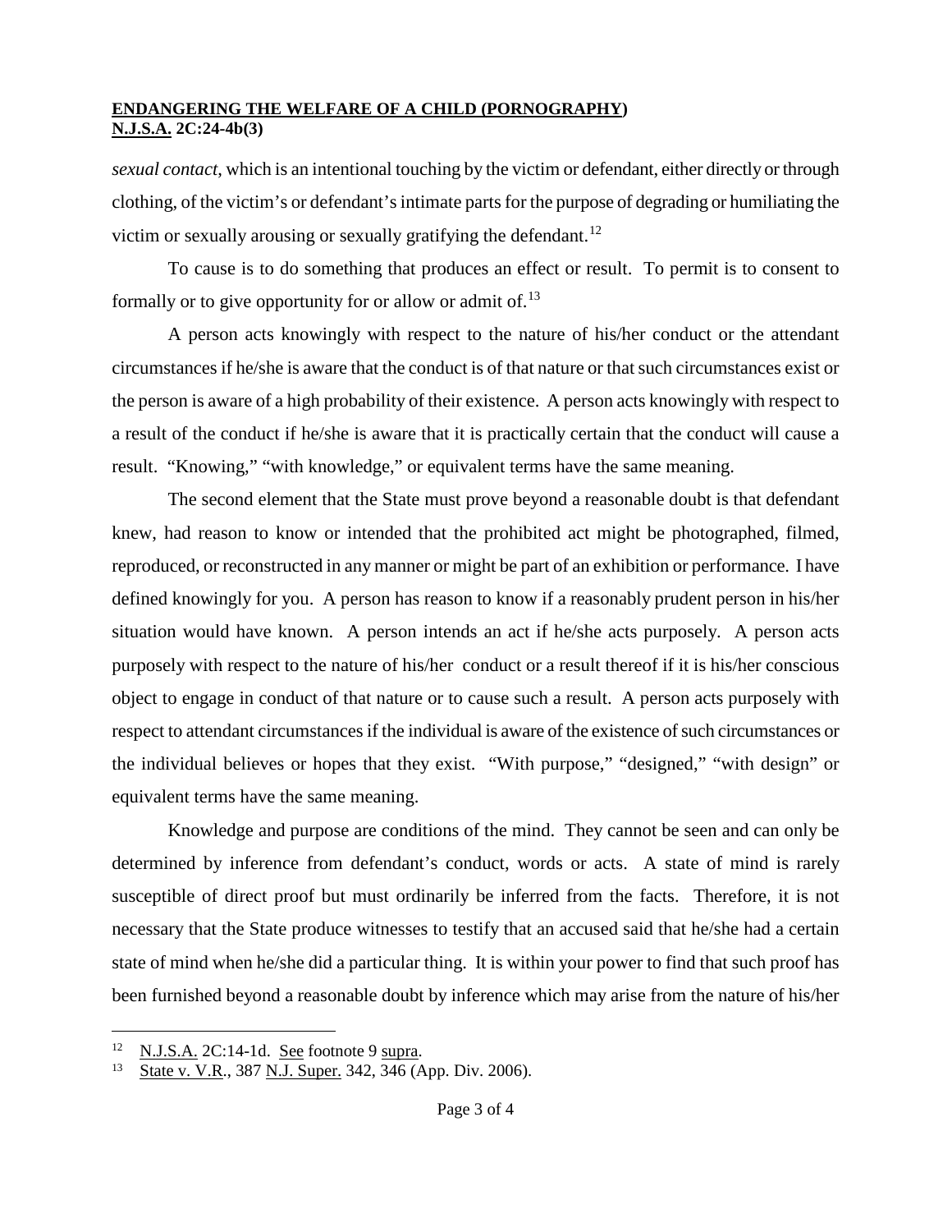*sexual contact*, which is an intentional touching by the victim or defendant, either directly or through clothing, of the victim's or defendant's intimate parts for the purpose of degrading or humiliating the victim or sexually arousing or sexually gratifying the defendant.[12]

To cause is to do something that produces an effect or result. To permit is to consent to formally or to give opportunity for or allow or admit of.[13]

A person acts knowingly with respect to the nature of his/her conduct or the attendant circumstances if he/she is aware that the conduct is of that nature or that such circumstances exist or the person is aware of a high probability of their existence. A person acts knowingly with respect to a result of the conduct if he/she is aware that it is practically certain that the conduct will cause a result. "Knowing," "with knowledge," or equivalent terms have the same meaning.

The second element that the State must prove beyond a reasonable doubt is that defendant knew, had reason to know or intended that the prohibited act might be photographed, filmed, reproduced, or reconstructed in any manner or might be part of an exhibition or performance. I have defined knowingly for you. A person has reason to know if a reasonably prudent person in his/her situation would have known. A person intends an act if he/she acts purposely. A person acts purposely with respect to the nature of his/her conduct or a result thereof if it is his/her conscious object to engage in conduct of that nature or to cause such a result. A person acts purposely with respect to attendant circumstances if the individual is aware of the existence of such circumstances or the individual believes or hopes that they exist. "With purpose," "designed," "with design" or equivalent terms have the same meaning.

Knowledge and purpose are conditions of the mind. They cannot be seen and can only be determined by inference from defendant's conduct, words or acts. A state of mind is rarely susceptible of direct proof but must ordinarily be inferred from the facts. Therefore, it is not necessary that the State produce witnesses to testify that an accused said that he/she had a certain state of mind when he/she did a particular thing. It is within your power to find that such proof has been furnished beyond a reasonable doubt by inference which may arise from the nature of his/her

---

[12] N.J.S.A. 2C:14-1d. See footnote 9 supra.

[13] State v. V.R., 387 N.J. Super. 342, 346 (App. Div. 2006).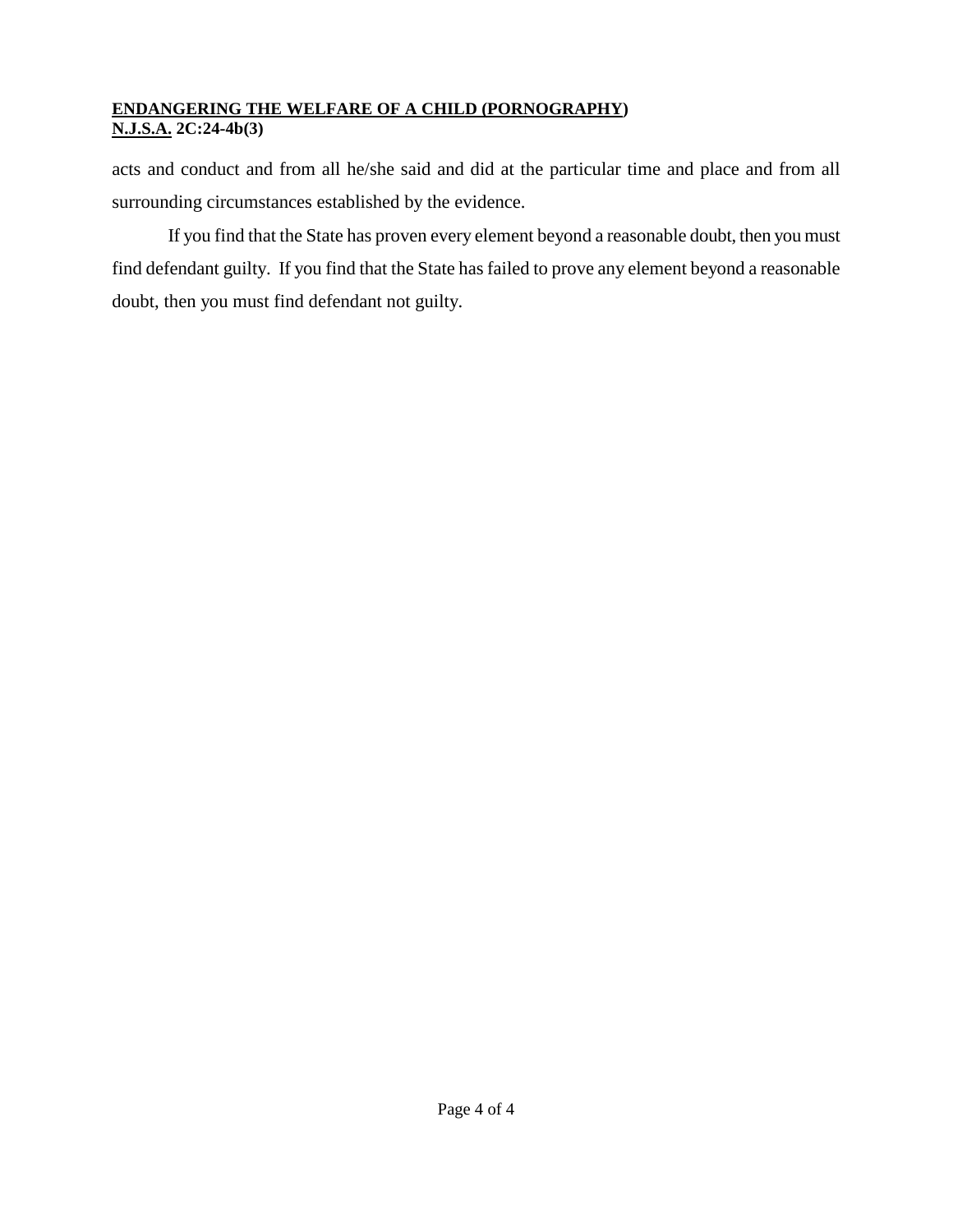acts and conduct and from all he/she said and did at the particular time and place and from all surrounding circumstances established by the evidence.

If you find that the State has proven every element beyond a reasonable doubt, then you must find defendant guilty. If you find that the State has failed to prove any element beyond a reasonable doubt, then you must find defendant not guilty.